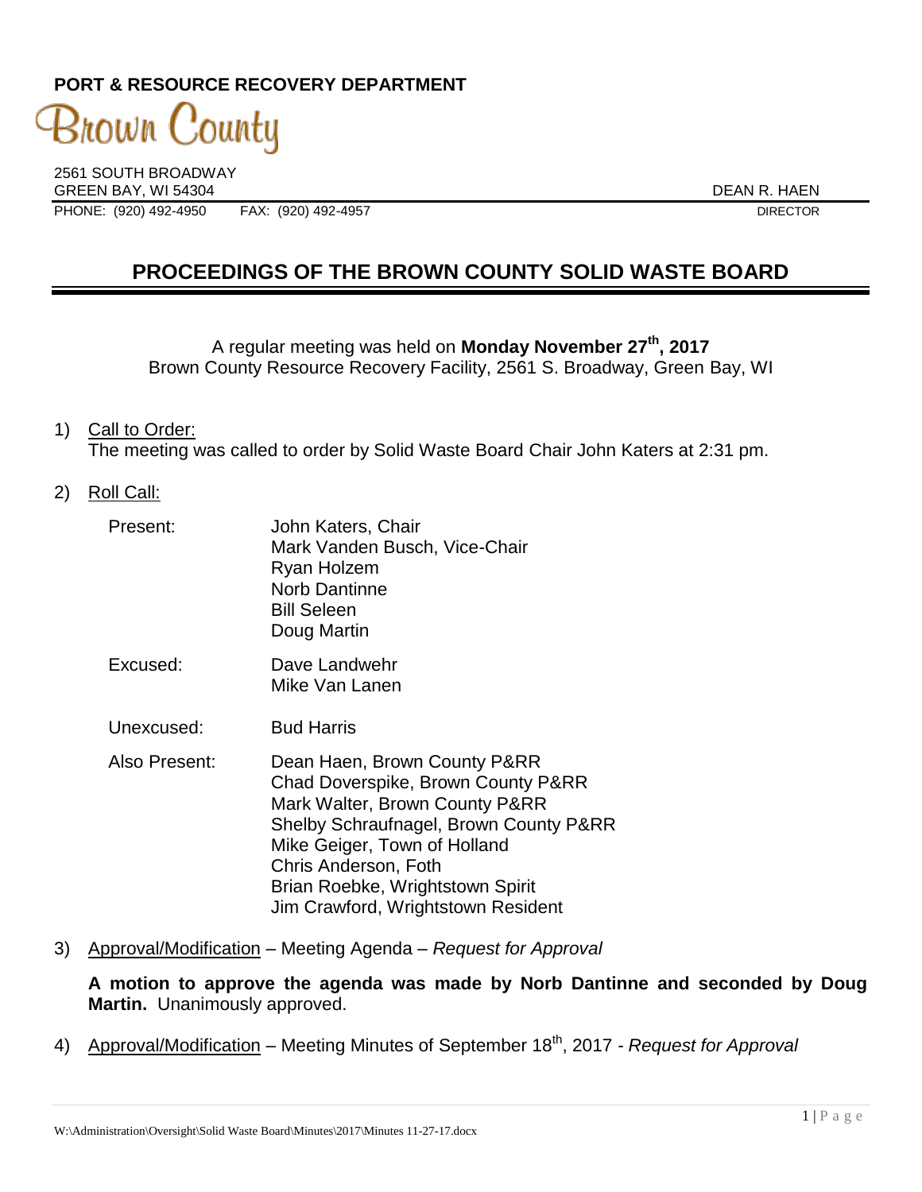**PORT & RESOURCE RECOVERY DEPARTMENT**

Brown County

2561 SOUTH BROADWAY
GREEN BAY, WI 54304

DEAN R. HAEN
DIRECTOR

PHONE: (920) 492-4950 FAX: (920) 492-4957

# PROCEEDINGS OF THE BROWN COUNTY SOLID WASTE BOARD

A regular meeting was held on **Monday November 27th, 2017**
Brown County Resource Recovery Facility, 2561 S. Broadway, Green Bay, WI

1) Call to Order:
The meeting was called to order by Solid Waste Board Chair John Katers at 2:31 pm.

2) Roll Call:

Present:
John Katers, Chair
Mark Vanden Busch, Vice-Chair
Ryan Holzem
Norb Dantinne
Bill Seleen
Doug Martin

Excused:
Dave Landwehr
Mike Van Lanen

Unexcused:
Bud Harris

Also Present:
Dean Haen, Brown County P&RR
Chad Doverspike, Brown County P&RR
Mark Walter, Brown County P&RR
Shelby Schraufnagel, Brown County P&RR
Mike Geiger, Town of Holland
Chris Anderson, Foth
Brian Roebke, Wrightstown Spirit
Jim Crawford, Wrightstown Resident

3) Approval/Modification – Meeting Agenda – *Request for Approval*

**A motion to approve the agenda was made by Norb Dantinne and seconded by Doug Martin.** Unanimously approved.

4) Approval/Modification – Meeting Minutes of September 18th, 2017 - *Request for Approval*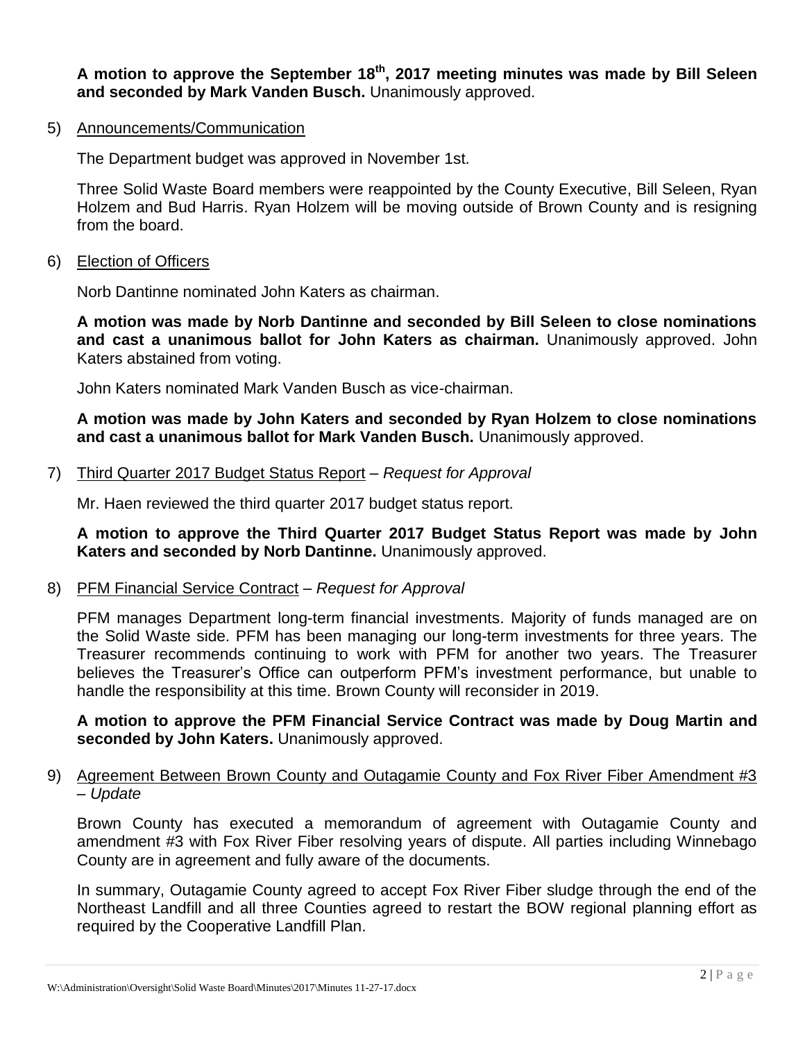**A motion to approve the September 18th, 2017 meeting minutes was made by Bill Seleen and seconded by Mark Vanden Busch.** Unanimously approved.

5) Announcements/Communication

The Department budget was approved in November 1st.

Three Solid Waste Board members were reappointed by the County Executive, Bill Seleen, Ryan Holzem and Bud Harris. Ryan Holzem will be moving outside of Brown County and is resigning from the board.

6) Election of Officers

Norb Dantinne nominated John Katers as chairman.

**A motion was made by Norb Dantinne and seconded by Bill Seleen to close nominations and cast a unanimous ballot for John Katers as chairman.** Unanimously approved. John Katers abstained from voting.

John Katers nominated Mark Vanden Busch as vice-chairman.

**A motion was made by John Katers and seconded by Ryan Holzem to close nominations and cast a unanimous ballot for Mark Vanden Busch.** Unanimously approved.

7) Third Quarter 2017 Budget Status Report – *Request for Approval*

Mr. Haen reviewed the third quarter 2017 budget status report.

**A motion to approve the Third Quarter 2017 Budget Status Report was made by John Katers and seconded by Norb Dantinne.** Unanimously approved.

8) PFM Financial Service Contract – *Request for Approval*

PFM manages Department long-term financial investments. Majority of funds managed are on the Solid Waste side. PFM has been managing our long-term investments for three years. The Treasurer recommends continuing to work with PFM for another two years. The Treasurer believes the Treasurer's Office can outperform PFM's investment performance, but unable to handle the responsibility at this time. Brown County will reconsider in 2019.

**A motion to approve the PFM Financial Service Contract was made by Doug Martin and seconded by John Katers.** Unanimously approved.

9) Agreement Between Brown County and Outagamie County and Fox River Fiber Amendment #3 – *Update*

Brown County has executed a memorandum of agreement with Outagamie County and amendment #3 with Fox River Fiber resolving years of dispute. All parties including Winnebago County are in agreement and fully aware of the documents.

In summary, Outagamie County agreed to accept Fox River Fiber sludge through the end of the Northeast Landfill and all three Counties agreed to restart the BOW regional planning effort as required by the Cooperative Landfill Plan.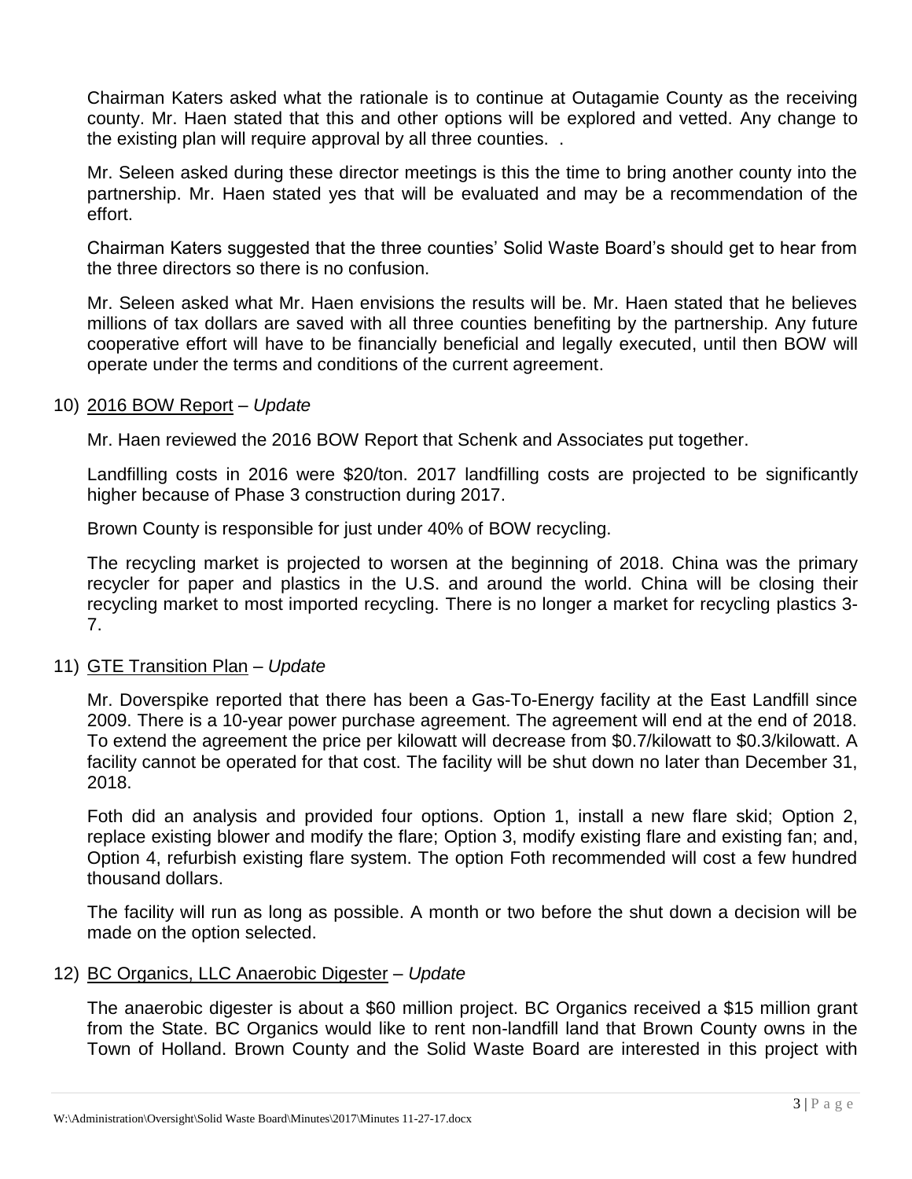Chairman Katers asked what the rationale is to continue at Outagamie County as the receiving county. Mr. Haen stated that this and other options will be explored and vetted. Any change to the existing plan will require approval by all three counties. .

Mr. Seleen asked during these director meetings is this the time to bring another county into the partnership. Mr. Haen stated yes that will be evaluated and may be a recommendation of the effort.

Chairman Katers suggested that the three counties' Solid Waste Board's should get to hear from the three directors so there is no confusion.

Mr. Seleen asked what Mr. Haen envisions the results will be. Mr. Haen stated that he believes millions of tax dollars are saved with all three counties benefiting by the partnership. Any future cooperative effort will have to be financially beneficial and legally executed, until then BOW will operate under the terms and conditions of the current agreement.

10) 2016 BOW Report – *Update*

Mr. Haen reviewed the 2016 BOW Report that Schenk and Associates put together.

Landfilling costs in 2016 were $20/ton. 2017 landfilling costs are projected to be significantly higher because of Phase 3 construction during 2017.

Brown County is responsible for just under 40% of BOW recycling.

The recycling market is projected to worsen at the beginning of 2018. China was the primary recycler for paper and plastics in the U.S. and around the world. China will be closing their recycling market to most imported recycling. There is no longer a market for recycling plastics 3-7.

11) GTE Transition Plan – *Update*

Mr. Doverspike reported that there has been a Gas-To-Energy facility at the East Landfill since 2009. There is a 10-year power purchase agreement. The agreement will end at the end of 2018. To extend the agreement the price per kilowatt will decrease from $0.7/kilowatt to $0.3/kilowatt. A facility cannot be operated for that cost. The facility will be shut down no later than December 31, 2018.

Foth did an analysis and provided four options. Option 1, install a new flare skid; Option 2, replace existing blower and modify the flare; Option 3, modify existing flare and existing fan; and, Option 4, refurbish existing flare system. The option Foth recommended will cost a few hundred thousand dollars.

The facility will run as long as possible. A month or two before the shut down a decision will be made on the option selected.

12) BC Organics, LLC Anaerobic Digester – *Update*

The anaerobic digester is about a $60 million project. BC Organics received a $15 million grant from the State. BC Organics would like to rent non-landfill land that Brown County owns in the Town of Holland. Brown County and the Solid Waste Board are interested in this project with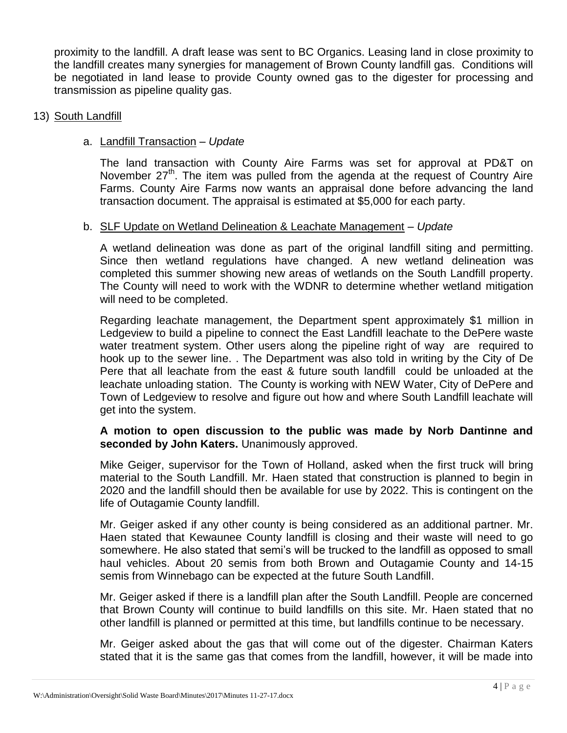proximity to the landfill. A draft lease was sent to BC Organics. Leasing land in close proximity to the landfill creates many synergies for management of Brown County landfill gas. Conditions will be negotiated in land lease to provide County owned gas to the digester for processing and transmission as pipeline quality gas.

13) South Landfill

a. Landfill Transaction – *Update*

The land transaction with County Aire Farms was set for approval at PD&T on November 27th. The item was pulled from the agenda at the request of Country Aire Farms. County Aire Farms now wants an appraisal done before advancing the land transaction document. The appraisal is estimated at $5,000 for each party.

b. SLF Update on Wetland Delineation & Leachate Management – *Update*

A wetland delineation was done as part of the original landfill siting and permitting. Since then wetland regulations have changed. A new wetland delineation was completed this summer showing new areas of wetlands on the South Landfill property. The County will need to work with the WDNR to determine whether wetland mitigation will need to be completed.

Regarding leachate management, the Department spent approximately $1 million in Ledgeview to build a pipeline to connect the East Landfill leachate to the DePere waste water treatment system. Other users along the pipeline right of way are required to hook up to the sewer line. . The Department was also told in writing by the City of De Pere that all leachate from the east & future south landfill could be unloaded at the leachate unloading station. The County is working with NEW Water, City of DePere and Town of Ledgeview to resolve and figure out how and where South Landfill leachate will get into the system.

**A motion to open discussion to the public was made by Norb Dantinne and seconded by John Katers.** Unanimously approved.

Mike Geiger, supervisor for the Town of Holland, asked when the first truck will bring material to the South Landfill. Mr. Haen stated that construction is planned to begin in 2020 and the landfill should then be available for use by 2022. This is contingent on the life of Outagamie County landfill.

Mr. Geiger asked if any other county is being considered as an additional partner. Mr. Haen stated that Kewaunee County landfill is closing and their waste will need to go somewhere. He also stated that semi's will be trucked to the landfill as opposed to small haul vehicles. About 20 semis from both Brown and Outagamie County and 14-15 semis from Winnebago can be expected at the future South Landfill.

Mr. Geiger asked if there is a landfill plan after the South Landfill. People are concerned that Brown County will continue to build landfills on this site. Mr. Haen stated that no other landfill is planned or permitted at this time, but landfills continue to be necessary.

Mr. Geiger asked about the gas that will come out of the digester. Chairman Katers stated that it is the same gas that comes from the landfill, however, it will be made into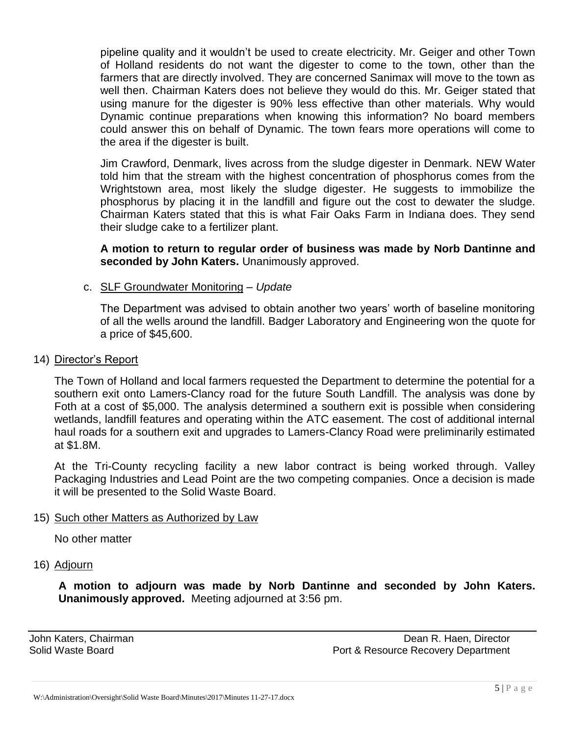pipeline quality and it wouldn't be used to create electricity. Mr. Geiger and other Town of Holland residents do not want the digester to come to the town, other than the farmers that are directly involved. They are concerned Sanimax will move to the town as well then. Chairman Katers does not believe they would do this. Mr. Geiger stated that using manure for the digester is 90% less effective than other materials. Why would Dynamic continue preparations when knowing this information? No board members could answer this on behalf of Dynamic. The town fears more operations will come to the area if the digester is built.

Jim Crawford, Denmark, lives across from the sludge digester in Denmark. NEW Water told him that the stream with the highest concentration of phosphorus comes from the Wrightstown area, most likely the sludge digester. He suggests to immobilize the phosphorus by placing it in the landfill and figure out the cost to dewater the sludge. Chairman Katers stated that this is what Fair Oaks Farm in Indiana does. They send their sludge cake to a fertilizer plant.

**A motion to return to regular order of business was made by Norb Dantinne and seconded by John Katers.** Unanimously approved.

c. SLF Groundwater Monitoring – *Update*

The Department was advised to obtain another two years' worth of baseline monitoring of all the wells around the landfill. Badger Laboratory and Engineering won the quote for a price of $45,600.

14) Director's Report

The Town of Holland and local farmers requested the Department to determine the potential for a southern exit onto Lamers-Clancy road for the future South Landfill. The analysis was done by Foth at a cost of $5,000. The analysis determined a southern exit is possible when considering wetlands, landfill features and operating within the ATC easement. The cost of additional internal haul roads for a southern exit and upgrades to Lamers-Clancy Road were preliminarily estimated at $1.8M.

At the Tri-County recycling facility a new labor contract is being worked through. Valley Packaging Industries and Lead Point are the two competing companies. Once a decision is made it will be presented to the Solid Waste Board.

15) Such other Matters as Authorized by Law

No other matter

16) Adjourn

**A motion to adjourn was made by Norb Dantinne and seconded by John Katers. Unanimously approved.** Meeting adjourned at 3:56 pm.

John Katers, Chairman
Solid Waste Board

Dean R. Haen, Director
Port & Resource Recovery Department

W:\Administration\Oversight\Solid Waste Board\Minutes\2017\Minutes 11-27-17.docx